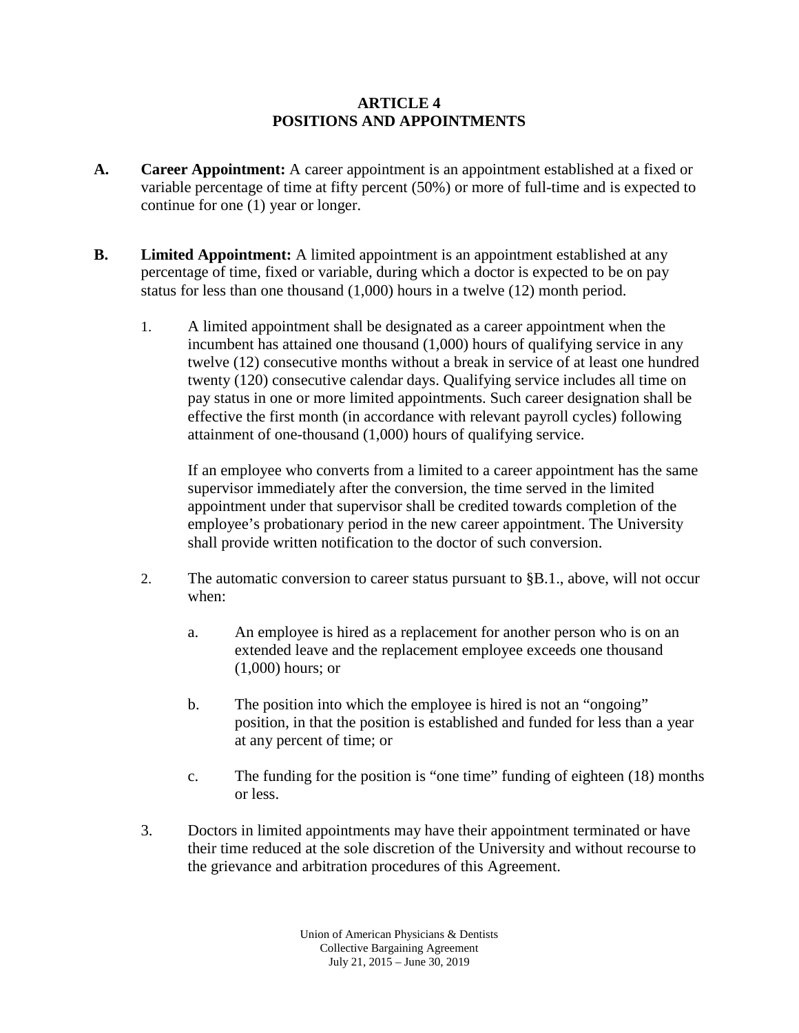# ARTICLE 4
# POSITIONS AND APPOINTMENTS

**A. Career Appointment:** A career appointment is an appointment established at a fixed or variable percentage of time at fifty percent (50%) or more of full-time and is expected to continue for one (1) year or longer.

**B. Limited Appointment:** A limited appointment is an appointment established at any percentage of time, fixed or variable, during which a doctor is expected to be on pay status for less than one thousand (1,000) hours in a twelve (12) month period.

1. A limited appointment shall be designated as a career appointment when the incumbent has attained one thousand (1,000) hours of qualifying service in any twelve (12) consecutive months without a break in service of at least one hundred twenty (120) consecutive calendar days. Qualifying service includes all time on pay status in one or more limited appointments. Such career designation shall be effective the first month (in accordance with relevant payroll cycles) following attainment of one-thousand (1,000) hours of qualifying service.

   If an employee who converts from a limited to a career appointment has the same supervisor immediately after the conversion, the time served in the limited appointment under that supervisor shall be credited towards completion of the employee's probationary period in the new career appointment. The University shall provide written notification to the doctor of such conversion.

2. The automatic conversion to career status pursuant to §B.1., above, will not occur when:

   a. An employee is hired as a replacement for another person who is on an extended leave and the replacement employee exceeds one thousand (1,000) hours; or

   b. The position into which the employee is hired is not an "ongoing" position, in that the position is established and funded for less than a year at any percent of time; or

   c. The funding for the position is "one time" funding of eighteen (18) months or less.

3. Doctors in limited appointments may have their appointment terminated or have their time reduced at the sole discretion of the University and without recourse to the grievance and arbitration procedures of this Agreement.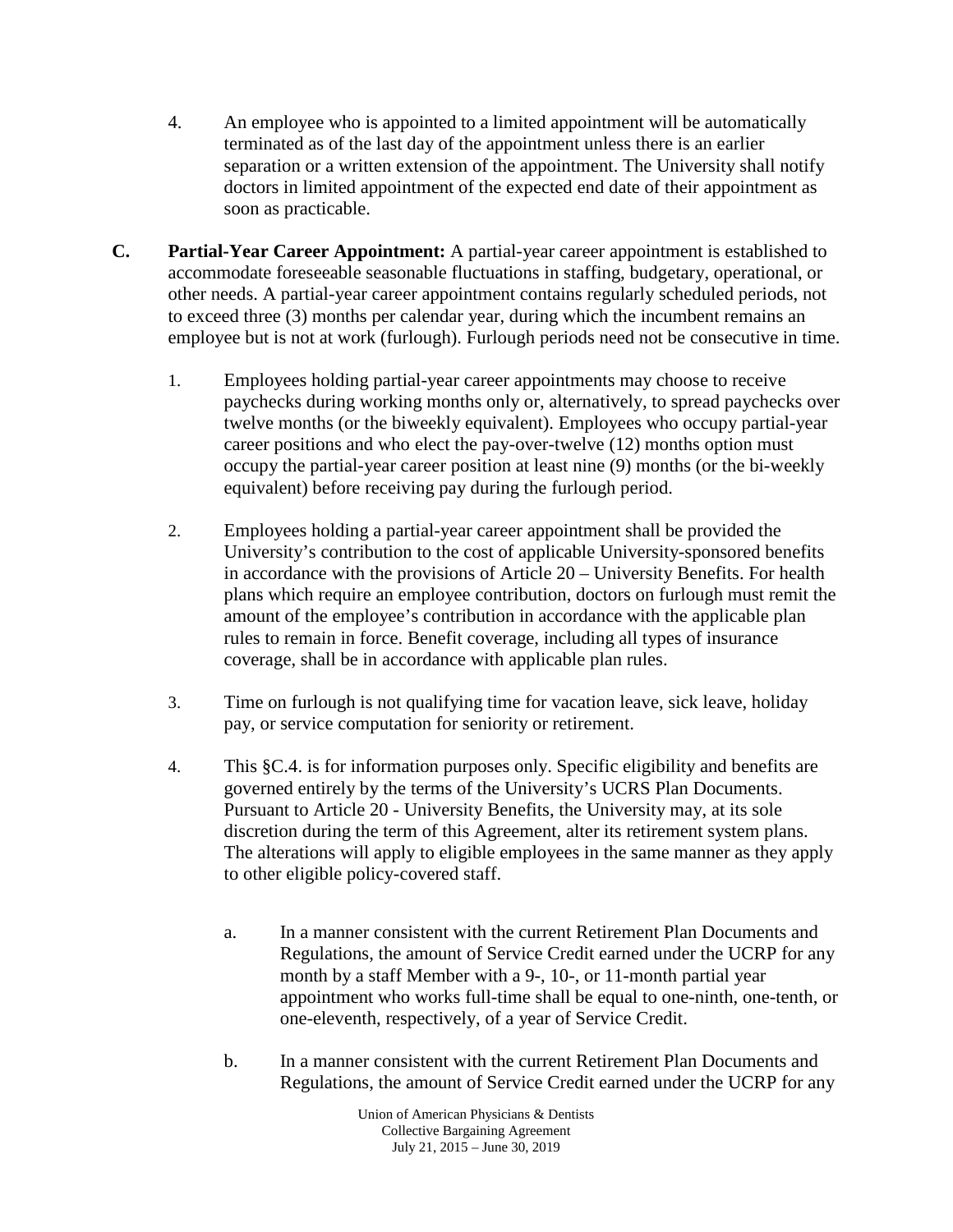4. An employee who is appointed to a limited appointment will be automatically terminated as of the last day of the appointment unless there is an earlier separation or a written extension of the appointment. The University shall notify doctors in limited appointment of the expected end date of their appointment as soon as practicable.

**C. Partial-Year Career Appointment:** A partial-year career appointment is established to accommodate foreseeable seasonable fluctuations in staffing, budgetary, operational, or other needs. A partial-year career appointment contains regularly scheduled periods, not to exceed three (3) months per calendar year, during which the incumbent remains an employee but is not at work (furlough). Furlough periods need not be consecutive in time.

1. Employees holding partial-year career appointments may choose to receive paychecks during working months only or, alternatively, to spread paychecks over twelve months (or the biweekly equivalent). Employees who occupy partial-year career positions and who elect the pay-over-twelve (12) months option must occupy the partial-year career position at least nine (9) months (or the bi-weekly equivalent) before receiving pay during the furlough period.

2. Employees holding a partial-year career appointment shall be provided the University's contribution to the cost of applicable University-sponsored benefits in accordance with the provisions of Article 20 – University Benefits. For health plans which require an employee contribution, doctors on furlough must remit the amount of the employee's contribution in accordance with the applicable plan rules to remain in force. Benefit coverage, including all types of insurance coverage, shall be in accordance with applicable plan rules.

3. Time on furlough is not qualifying time for vacation leave, sick leave, holiday pay, or service computation for seniority or retirement.

4. This §C.4. is for information purposes only. Specific eligibility and benefits are governed entirely by the terms of the University's UCRS Plan Documents. Pursuant to Article 20 - University Benefits, the University may, at its sole discretion during the term of this Agreement, alter its retirement system plans. The alterations will apply to eligible employees in the same manner as they apply to other eligible policy-covered staff.

   a. In a manner consistent with the current Retirement Plan Documents and Regulations, the amount of Service Credit earned under the UCRP for any month by a staff Member with a 9-, 10-, or 11-month partial year appointment who works full-time shall be equal to one-ninth, one-tenth, or one-eleventh, respectively, of a year of Service Credit.

   b. In a manner consistent with the current Retirement Plan Documents and Regulations, the amount of Service Credit earned under the UCRP for any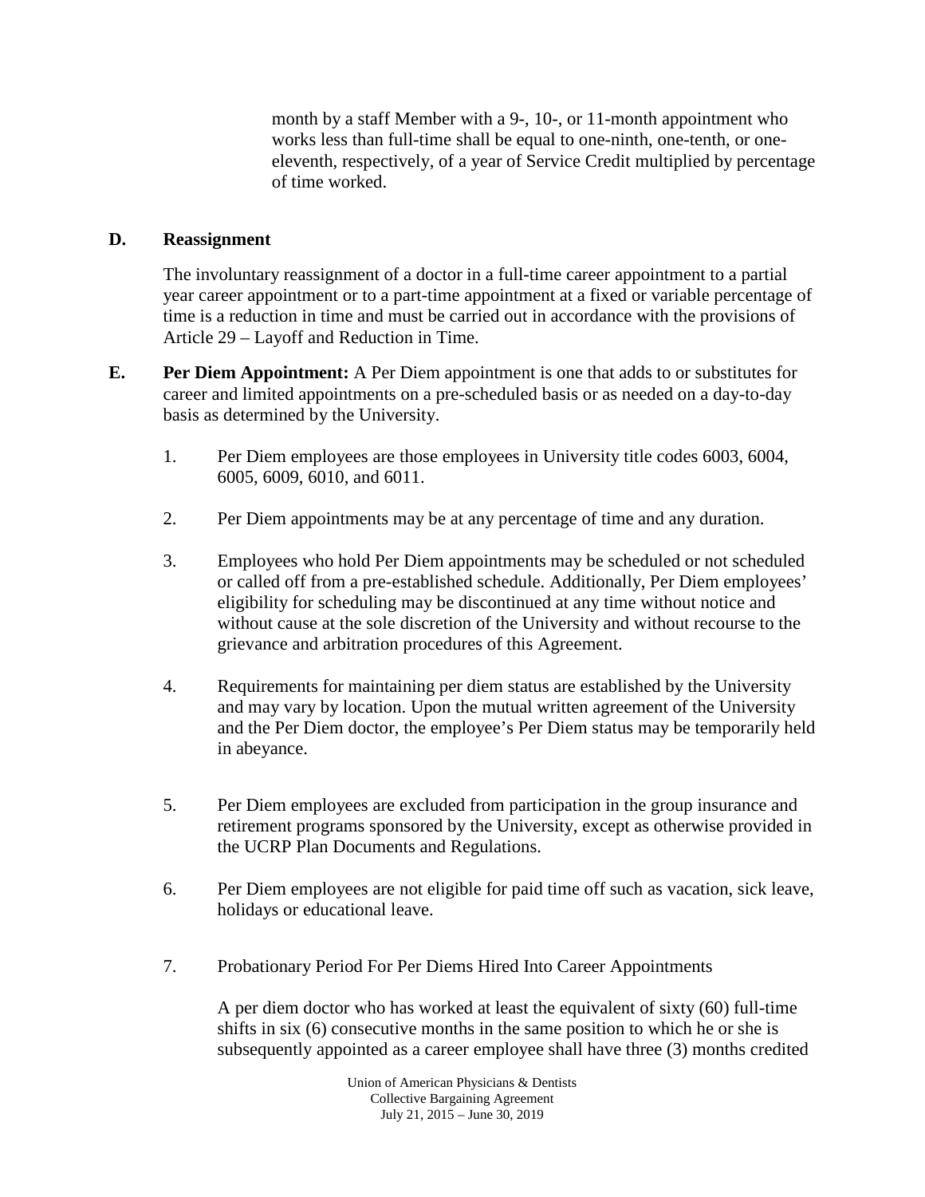month by a staff Member with a 9-, 10-, or 11-month appointment who works less than full-time shall be equal to one-ninth, one-tenth, or one-eleventh, respectively, of a year of Service Credit multiplied by percentage of time worked.

**D. Reassignment**

The involuntary reassignment of a doctor in a full-time career appointment to a partial year career appointment or to a part-time appointment at a fixed or variable percentage of time is a reduction in time and must be carried out in accordance with the provisions of Article 29 – Layoff and Reduction in Time.

**E. Per Diem Appointment:** A Per Diem appointment is one that adds to or substitutes for career and limited appointments on a pre-scheduled basis or as needed on a day-to-day basis as determined by the University.

1. Per Diem employees are those employees in University title codes 6003, 6004, 6005, 6009, 6010, and 6011.

2. Per Diem appointments may be at any percentage of time and any duration.

3. Employees who hold Per Diem appointments may be scheduled or not scheduled or called off from a pre-established schedule. Additionally, Per Diem employees' eligibility for scheduling may be discontinued at any time without notice and without cause at the sole discretion of the University and without recourse to the grievance and arbitration procedures of this Agreement.

4. Requirements for maintaining per diem status are established by the University and may vary by location. Upon the mutual written agreement of the University and the Per Diem doctor, the employee's Per Diem status may be temporarily held in abeyance.

5. Per Diem employees are excluded from participation in the group insurance and retirement programs sponsored by the University, except as otherwise provided in the UCRP Plan Documents and Regulations.

6. Per Diem employees are not eligible for paid time off such as vacation, sick leave, holidays or educational leave.

7. Probationary Period For Per Diems Hired Into Career Appointments

   A per diem doctor who has worked at least the equivalent of sixty (60) full-time shifts in six (6) consecutive months in the same position to which he or she is subsequently appointed as a career employee shall have three (3) months credited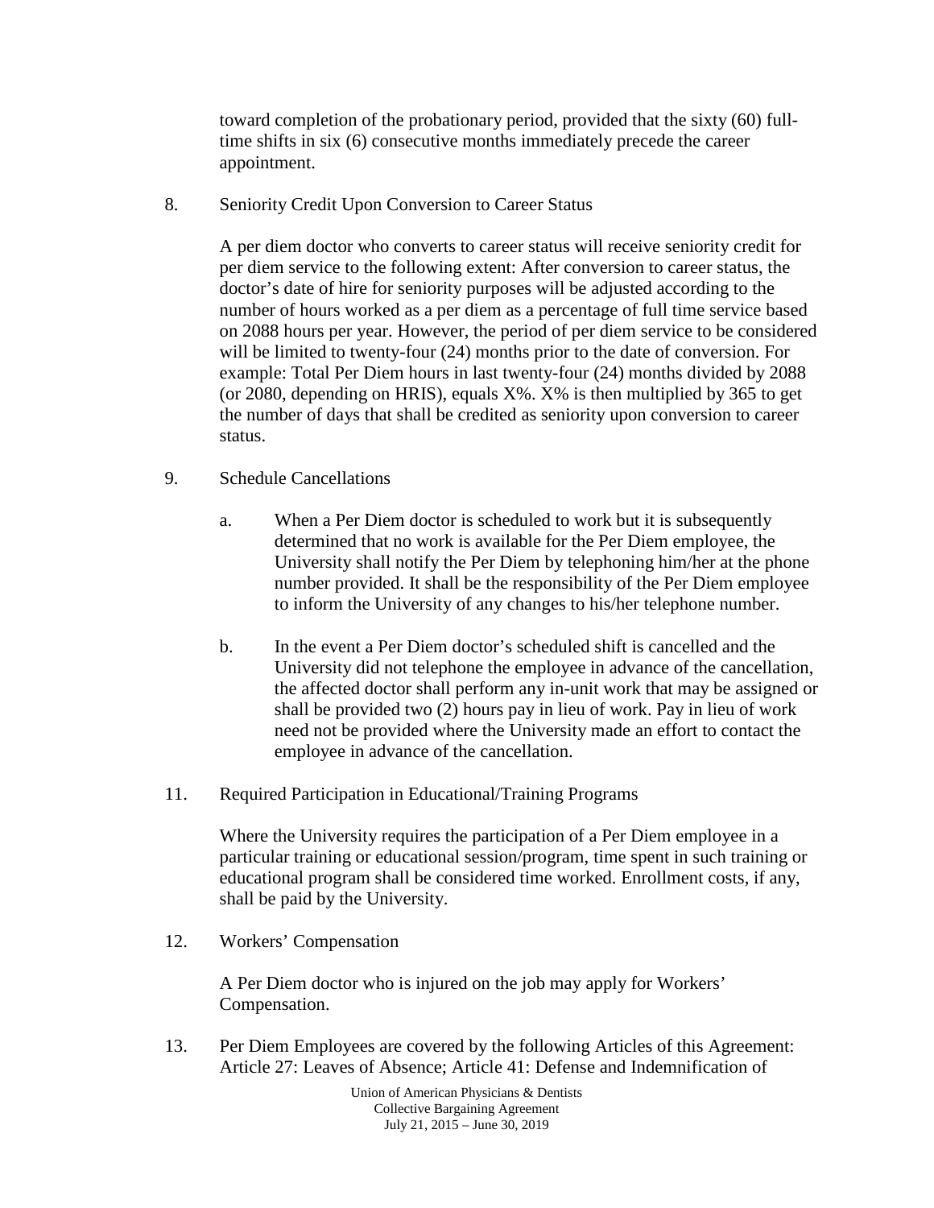toward completion of the probationary period, provided that the sixty (60) full-time shifts in six (6) consecutive months immediately precede the career appointment.

8. Seniority Credit Upon Conversion to Career Status

   A per diem doctor who converts to career status will receive seniority credit for per diem service to the following extent: After conversion to career status, the doctor's date of hire for seniority purposes will be adjusted according to the number of hours worked as a per diem as a percentage of full time service based on 2088 hours per year. However, the period of per diem service to be considered will be limited to twenty-four (24) months prior to the date of conversion. For example: Total Per Diem hours in last twenty-four (24) months divided by 2088 (or 2080, depending on HRIS), equals X%. X% is then multiplied by 365 to get the number of days that shall be credited as seniority upon conversion to career status.

9. Schedule Cancellations

   a. When a Per Diem doctor is scheduled to work but it is subsequently determined that no work is available for the Per Diem employee, the University shall notify the Per Diem by telephoning him/her at the phone number provided. It shall be the responsibility of the Per Diem employee to inform the University of any changes to his/her telephone number.

   b. In the event a Per Diem doctor's scheduled shift is cancelled and the University did not telephone the employee in advance of the cancellation, the affected doctor shall perform any in-unit work that may be assigned or shall be provided two (2) hours pay in lieu of work. Pay in lieu of work need not be provided where the University made an effort to contact the employee in advance of the cancellation.

11. Required Participation in Educational/Training Programs

   Where the University requires the participation of a Per Diem employee in a particular training or educational session/program, time spent in such training or educational program shall be considered time worked. Enrollment costs, if any, shall be paid by the University.

12. Workers' Compensation

   A Per Diem doctor who is injured on the job may apply for Workers' Compensation.

13. Per Diem Employees are covered by the following Articles of this Agreement: Article 27: Leaves of Absence; Article 41: Defense and Indemnification of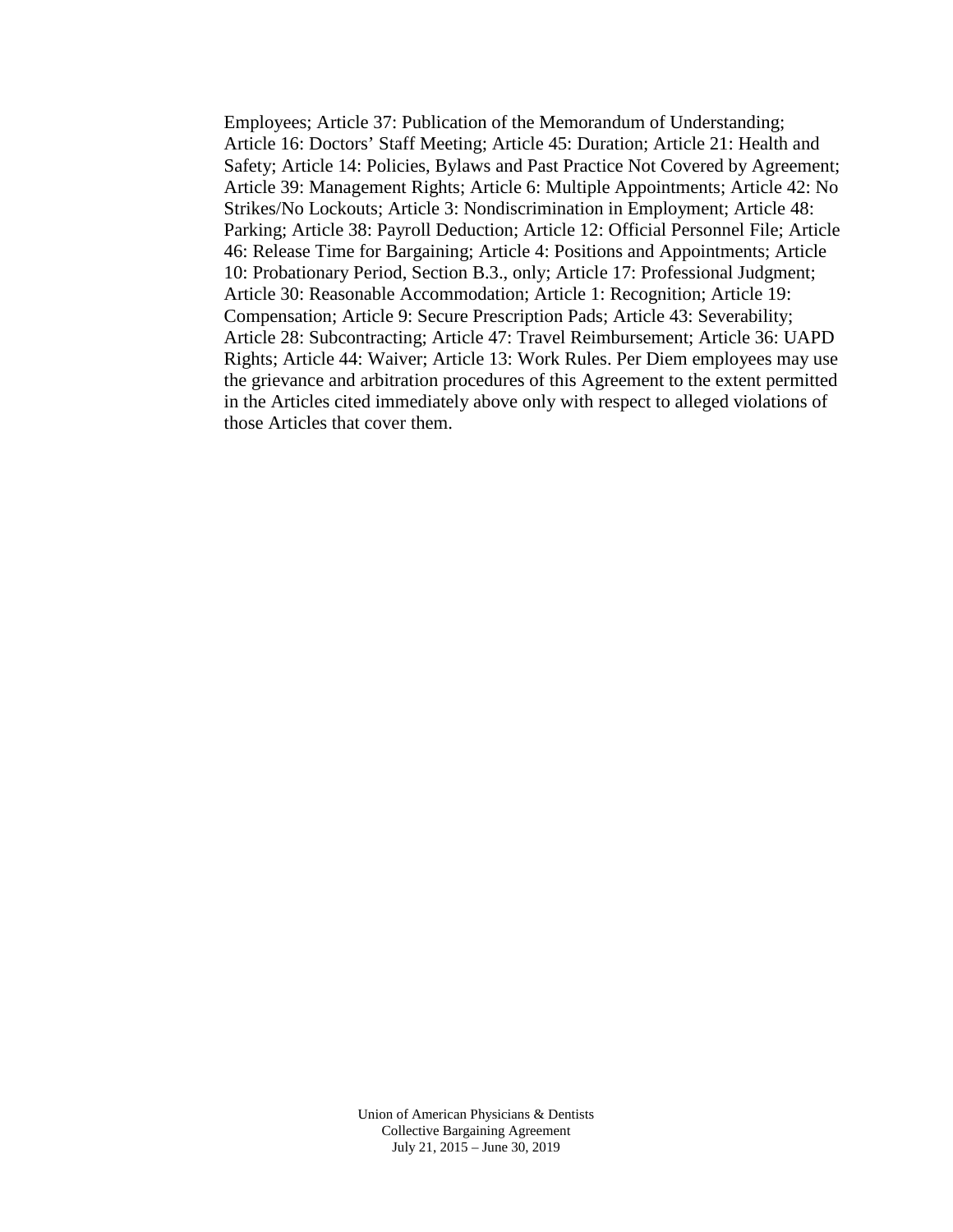Employees; Article 37: Publication of the Memorandum of Understanding; Article 16: Doctors' Staff Meeting; Article 45: Duration; Article 21: Health and Safety; Article 14: Policies, Bylaws and Past Practice Not Covered by Agreement; Article 39: Management Rights; Article 6: Multiple Appointments; Article 42: No Strikes/No Lockouts; Article 3: Nondiscrimination in Employment; Article 48: Parking; Article 38: Payroll Deduction; Article 12: Official Personnel File; Article 46: Release Time for Bargaining; Article 4: Positions and Appointments; Article 10: Probationary Period, Section B.3., only; Article 17: Professional Judgment; Article 30: Reasonable Accommodation; Article 1: Recognition; Article 19: Compensation; Article 9: Secure Prescription Pads; Article 43: Severability; Article 28: Subcontracting; Article 47: Travel Reimbursement; Article 36: UAPD Rights; Article 44: Waiver; Article 13: Work Rules. Per Diem employees may use the grievance and arbitration procedures of this Agreement to the extent permitted in the Articles cited immediately above only with respect to alleged violations of those Articles that cover them.